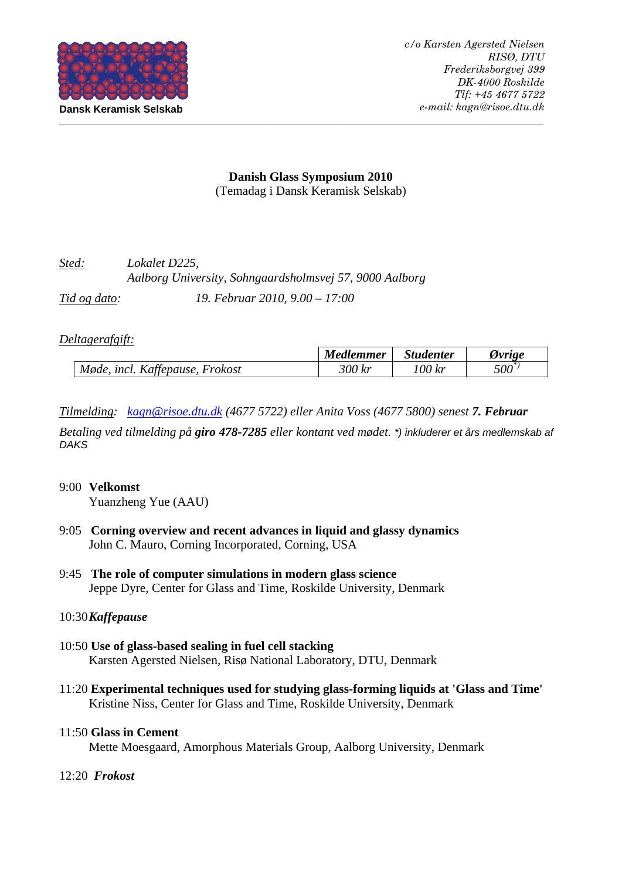Dansk Keramisk Selskab

*c/o Karsten Agersted Nielsen*
*RISØ, DTU*
*Frederiksborgvej 399*
*DK-4000 Roskilde*
*Tlf: +45 4677 5722*
*e-mail: kagn@risoe.dtu.dk*

---

**Danish Glass Symposium 2010**
(Temadag i Dansk Keramisk Selskab)

*Sted:* *Lokalet D225,*
*Aalborg University, Sohngaardsholmsvej 57, 9000 Aalborg*

*Tid og dato:* *19. Februar 2010, 9.00 – 17:00*

*Deltagerafgift:*

| | ***Medlemmer*** | ***Studenter*** | ***Øvrige*** |
|---|---|---|---|
| *Møde, incl. Kaffepause, Frokost* | *300 kr* | *100 kr* | *500*[*)] |

*Tilmelding:* *kagn@risoe.dtu.dk (4677 5722) eller Anita Voss (4677 5800) senest **7. Februar***

*Betaling ved tilmelding på **giro 478-7285** eller kontant ved mødet. *) inkluderer et års medlemskab af DAKS*

9:00 **Velkomst**
Yuanzheng Yue (AAU)

9:05 **Corning overview and recent advances in liquid and glassy dynamics**
John C. Mauro, Corning Incorporated, Corning, USA

9:45 **The role of computer simulations in modern glass science**
Jeppe Dyre, Center for Glass and Time, Roskilde University, Denmark

10:30 ***Kaffepause***

10:50 **Use of glass-based sealing in fuel cell stacking**
Karsten Agersted Nielsen, Risø National Laboratory, DTU, Denmark

11:20 **Experimental techniques used for studying glass-forming liquids at 'Glass and Time'**
Kristine Niss, Center for Glass and Time, Roskilde University, Denmark

11:50 **Glass in Cement**
Mette Moesgaard, Amorphous Materials Group, Aalborg University, Denmark

12:20 ***Frokost***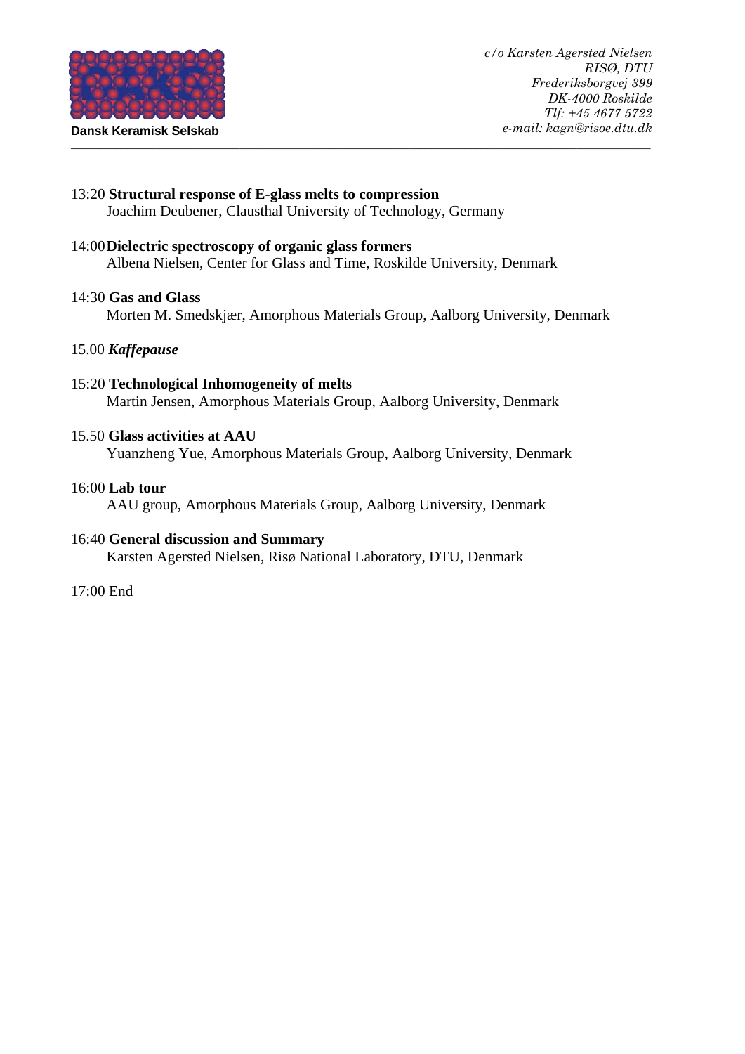Dansk Keramisk Selskab

*c/o Karsten Agersted Nielsen*
*RISØ, DTU*
*Frederiksborgvej 399*
*DK-4000 Roskilde*
*Tlf: +45 4677 5722*
*e-mail: kagn@risoe.dtu.dk*

---

13:20 **Structural response of E-glass melts to compression**
Joachim Deubener, Clausthal University of Technology, Germany

14:00 **Dielectric spectroscopy of organic glass formers**
Albena Nielsen, Center for Glass and Time, Roskilde University, Denmark

14:30 **Gas and Glass**
Morten M. Smedskjær, Amorphous Materials Group, Aalborg University, Denmark

15.00 ***Kaffepause***

15:20 **Technological Inhomogeneity of melts**
Martin Jensen, Amorphous Materials Group, Aalborg University, Denmark

15.50 **Glass activities at AAU**
Yuanzheng Yue, Amorphous Materials Group, Aalborg University, Denmark

16:00 **Lab tour**
AAU group, Amorphous Materials Group, Aalborg University, Denmark

16:40 **General discussion and Summary**
Karsten Agersted Nielsen, Risø National Laboratory, DTU, Denmark

17:00 End